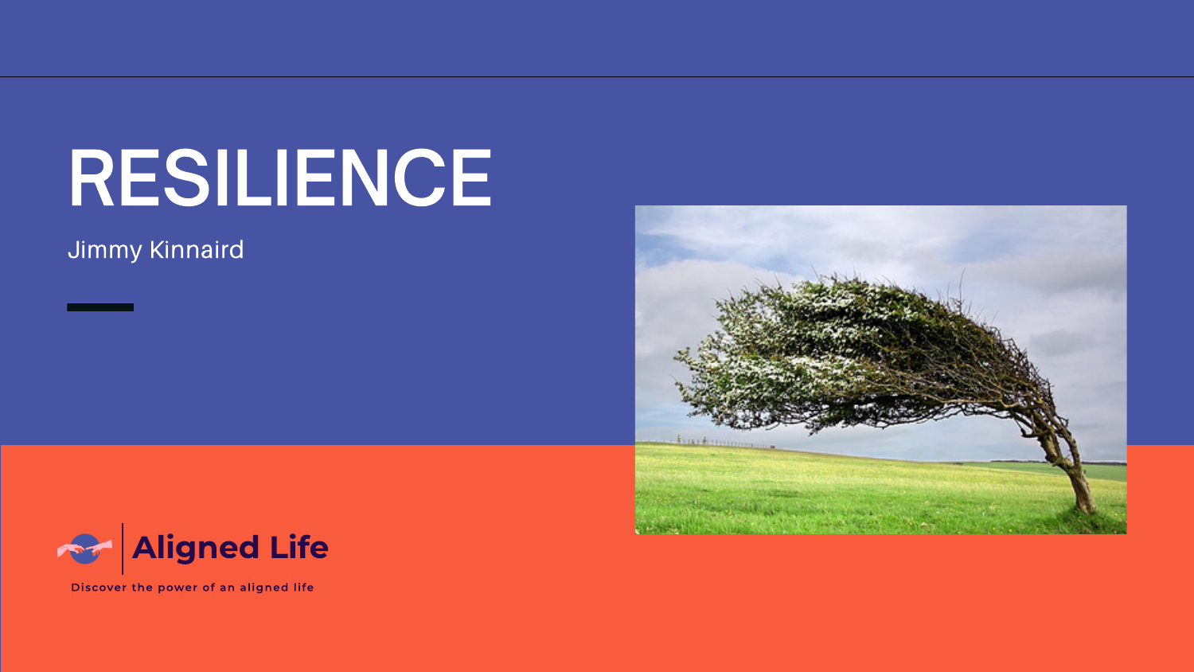# RESILIENCE

Jimmy Kinnaird

**Aligned Life**

Discover the power of an aligned life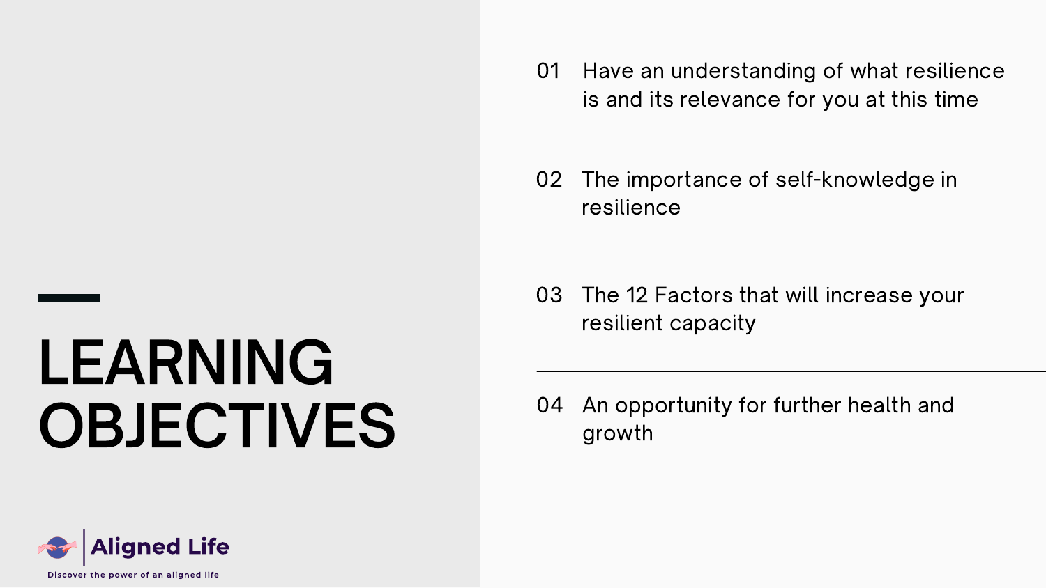# LEARNING OBJECTIVES

01 Have an understanding of what resilience is and its relevance for you at this time

02 The importance of self-knowledge in resilience

03 The 12 Factors that will increase your resilient capacity

04 An opportunity for further health and growth

Aligned Life

Discover the power of an aligned life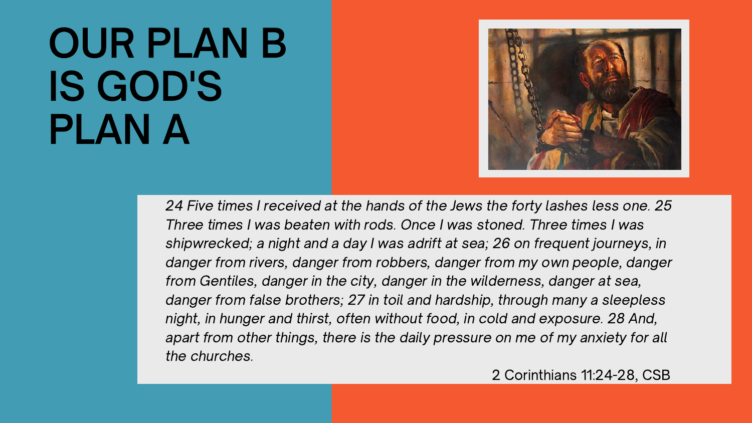# OUR PLAN B IS GOD'S PLAN A

*24 Five times I received at the hands of the Jews the forty lashes less one. 25 Three times I was beaten with rods. Once I was stoned. Three times I was shipwrecked; a night and a day I was adrift at sea; 26 on frequent journeys, in danger from rivers, danger from robbers, danger from my own people, danger from Gentiles, danger in the city, danger in the wilderness, danger at sea, danger from false brothers; 27 in toil and hardship, through many a sleepless night, in hunger and thirst, often without food, in cold and exposure. 28 And, apart from other things, there is the daily pressure on me of my anxiety for all the churches.*

2 Corinthians 11:24-28, CSB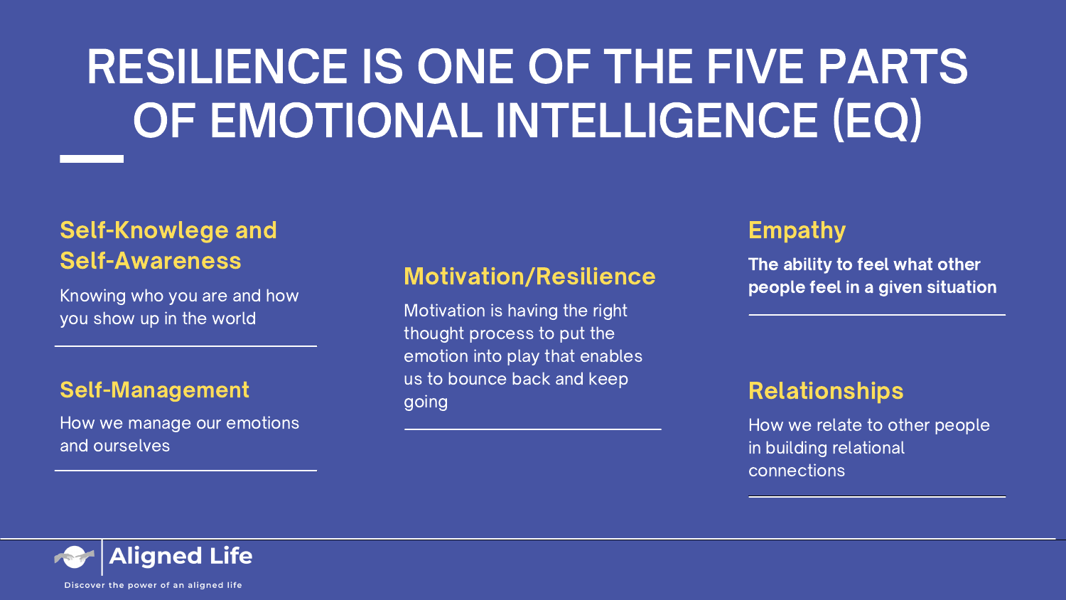# RESILIENCE IS ONE OF THE FIVE PARTS OF EMOTIONAL INTELLIGENCE (EQ)

### Self-Knowlege and Self-Awareness

Knowing who you are and how you show up in the world

### Self-Management

How we manage our emotions and ourselves

### Motivation/Resilience

Motivation is having the right thought process to put the emotion into play that enables us to bounce back and keep going

### Empathy

**The ability to feel what other people feel in a given situation**

### Relationships

How we relate to other people in building relational connections

Aligned Life

Discover the power of an aligned life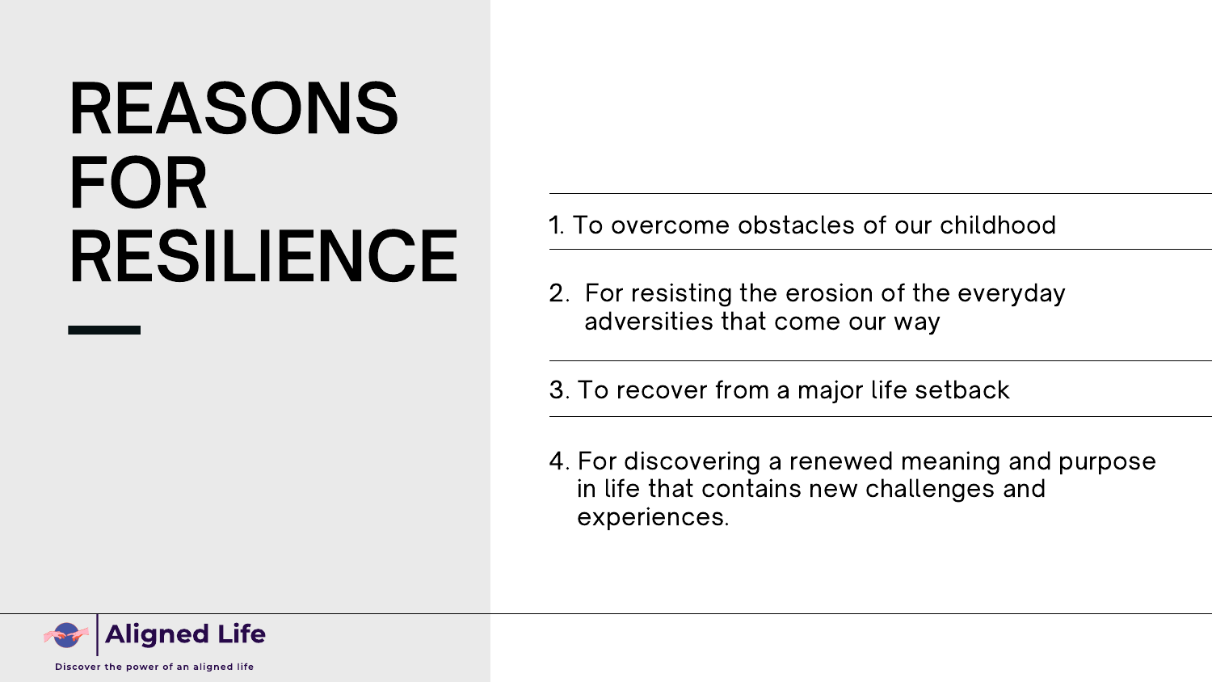# REASONS FOR RESILIENCE

1. To overcome obstacles of our childhood
2. For resisting the erosion of the everyday adversities that come our way
3. To recover from a major life setback
4. For discovering a renewed meaning and purpose in life that contains new challenges and experiences.

Aligned Life

Discover the power of an aligned life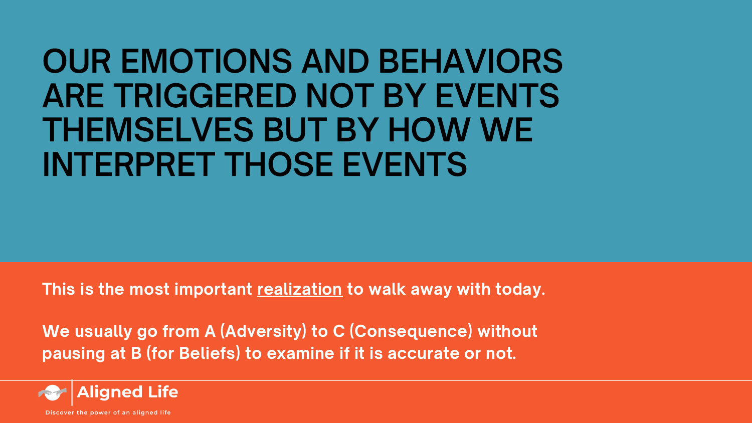# OUR EMOTIONS AND BEHAVIORS ARE TRIGGERED NOT BY EVENTS THEMSELVES BUT BY HOW WE INTERPRET THOSE EVENTS

**This is the most important realization to walk away with today.**

**We usually go from A (Adversity) to C (Consequence) without pausing at B (for Beliefs) to examine if it is accurate or not.**

Aligned Life

Discover the power of an aligned life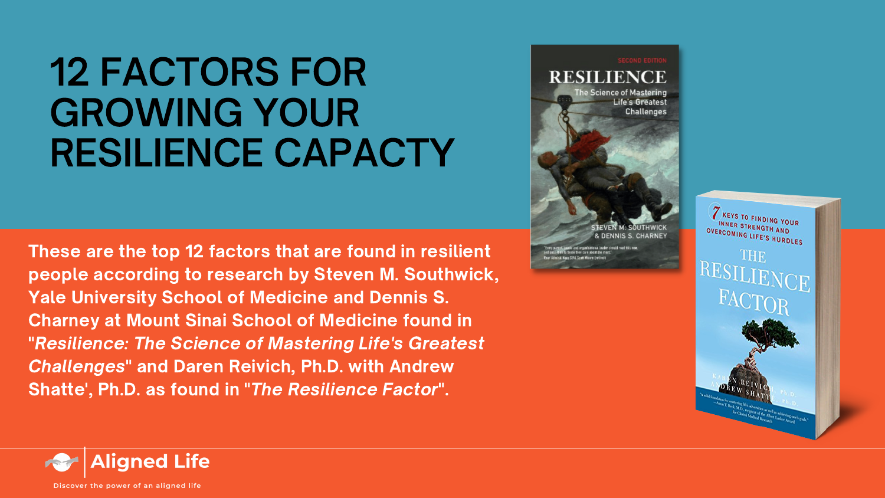# 12 FACTORS FOR GROWING YOUR RESILIENCE CAPACTY

**These are the top 12 factors that are found in resilient people according to research by Steven M. Southwick, Yale University School of Medicine and Dennis S. Charney at Mount Sinai School of Medicine found in "*Resilience: The Science of Mastering Life's Greatest Challenges*" and Daren Reivich, Ph.D. with Andrew Shatte', Ph.D. as found in "*The Resilience Factor*".**

**Aligned Life**

Discover the power of an aligned life